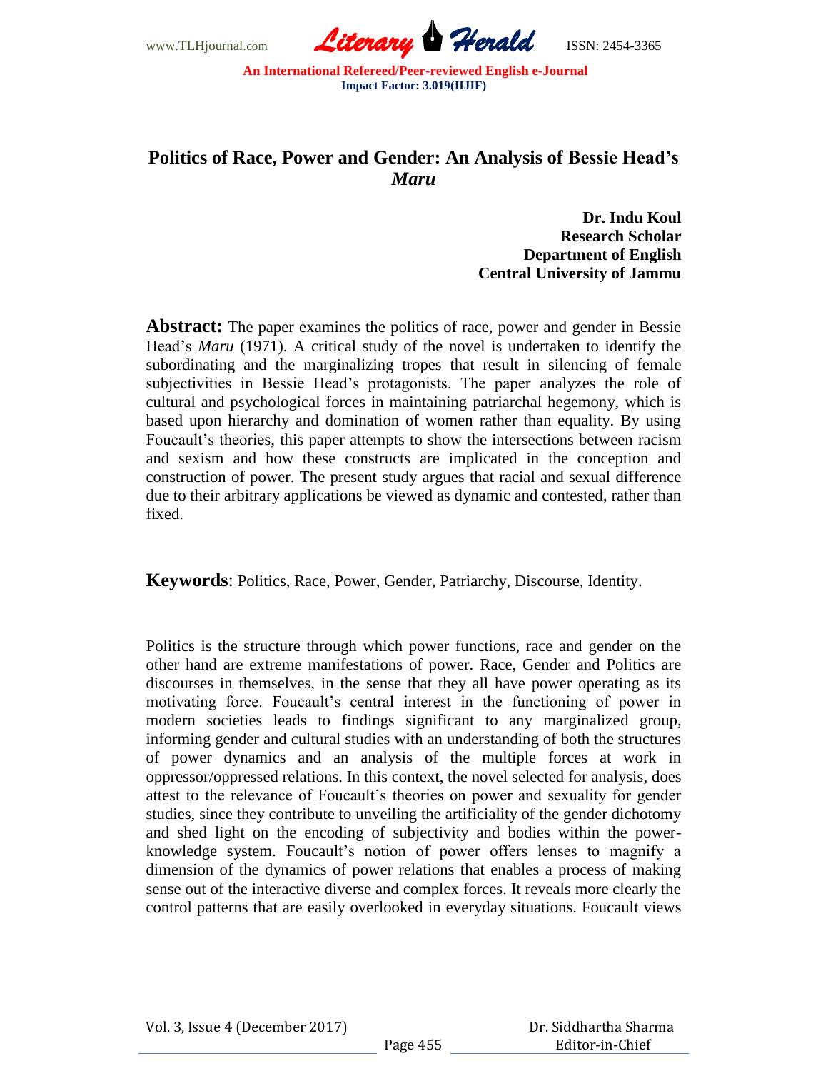# Politics of Race, Power and Gender: An Analysis of Bessie Head's *Maru*

**Dr. Indu Koul**
**Research Scholar**
**Department of English**
**Central University of Jammu**

**Abstract:** The paper examines the politics of race, power and gender in Bessie Head's *Maru* (1971). A critical study of the novel is undertaken to identify the subordinating and the marginalizing tropes that result in silencing of female subjectivities in Bessie Head's protagonists. The paper analyzes the role of cultural and psychological forces in maintaining patriarchal hegemony, which is based upon hierarchy and domination of women rather than equality. By using Foucault's theories, this paper attempts to show the intersections between racism and sexism and how these constructs are implicated in the conception and construction of power. The present study argues that racial and sexual difference due to their arbitrary applications be viewed as dynamic and contested, rather than fixed.

**Keywords**: Politics, Race, Power, Gender, Patriarchy, Discourse, Identity.

Politics is the structure through which power functions, race and gender on the other hand are extreme manifestations of power. Race, Gender and Politics are discourses in themselves, in the sense that they all have power operating as its motivating force. Foucault's central interest in the functioning of power in modern societies leads to findings significant to any marginalized group, informing gender and cultural studies with an understanding of both the structures of power dynamics and an analysis of the multiple forces at work in oppressor/oppressed relations. In this context, the novel selected for analysis, does attest to the relevance of Foucault's theories on power and sexuality for gender studies, since they contribute to unveiling the artificiality of the gender dichotomy and shed light on the encoding of subjectivity and bodies within the power-knowledge system. Foucault's notion of power offers lenses to magnify a dimension of the dynamics of power relations that enables a process of making sense out of the interactive diverse and complex forces. It reveals more clearly the control patterns that are easily overlooked in everyday situations. Foucault views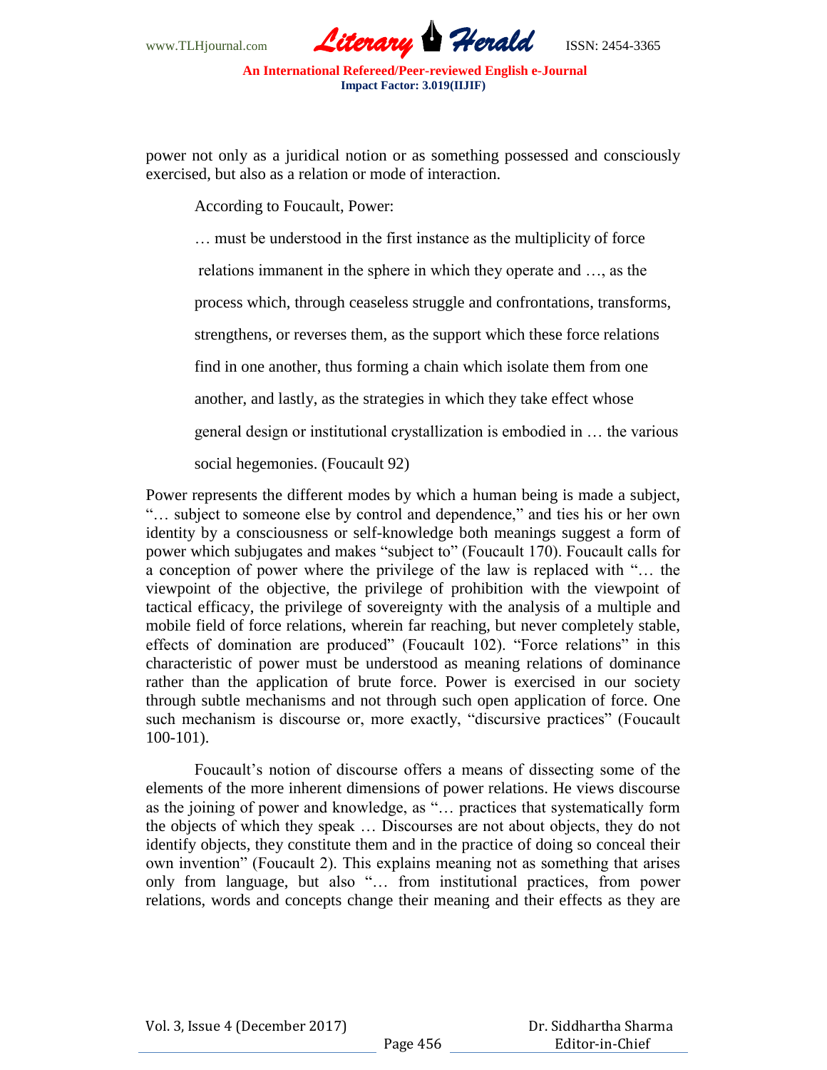power not only as a juridical notion or as something possessed and consciously exercised, but also as a relation or mode of interaction.

According to Foucault, Power:

> … must be understood in the first instance as the multiplicity of force relations immanent in the sphere in which they operate and …, as the process which, through ceaseless struggle and confrontations, transforms, strengthens, or reverses them, as the support which these force relations find in one another, thus forming a chain which isolate them from one another, and lastly, as the strategies in which they take effect whose general design or institutional crystallization is embodied in … the various social hegemonies. (Foucault 92)

Power represents the different modes by which a human being is made a subject, "… subject to someone else by control and dependence," and ties his or her own identity by a consciousness or self-knowledge both meanings suggest a form of power which subjugates and makes "subject to" (Foucault 170). Foucault calls for a conception of power where the privilege of the law is replaced with "… the viewpoint of the objective, the privilege of prohibition with the viewpoint of tactical efficacy, the privilege of sovereignty with the analysis of a multiple and mobile field of force relations, wherein far reaching, but never completely stable, effects of domination are produced" (Foucault 102). "Force relations" in this characteristic of power must be understood as meaning relations of dominance rather than the application of brute force. Power is exercised in our society through subtle mechanisms and not through such open application of force. One such mechanism is discourse or, more exactly, "discursive practices" (Foucault 100-101).

Foucault's notion of discourse offers a means of dissecting some of the elements of the more inherent dimensions of power relations. He views discourse as the joining of power and knowledge, as "… practices that systematically form the objects of which they speak … Discourses are not about objects, they do not identify objects, they constitute them and in the practice of doing so conceal their own invention" (Foucault 2). This explains meaning not as something that arises only from language, but also "… from institutional practices, from power relations, words and concepts change their meaning and their effects as they are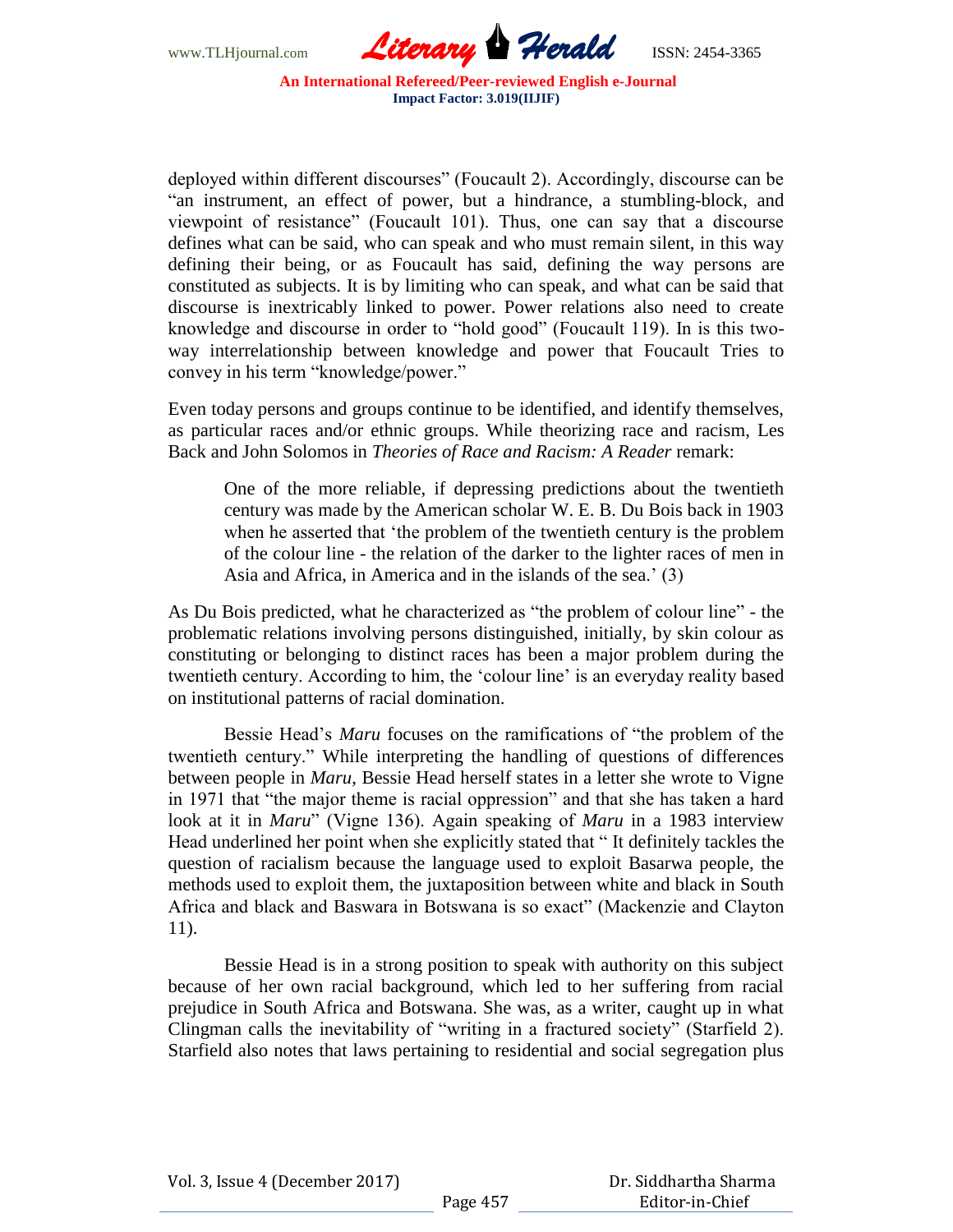deployed within different discourses" (Foucault 2). Accordingly, discourse can be "an instrument, an effect of power, but a hindrance, a stumbling-block, and viewpoint of resistance" (Foucault 101). Thus, one can say that a discourse defines what can be said, who can speak and who must remain silent, in this way defining their being, or as Foucault has said, defining the way persons are constituted as subjects. It is by limiting who can speak, and what can be said that discourse is inextricably linked to power. Power relations also need to create knowledge and discourse in order to "hold good" (Foucault 119). In is this two-way interrelationship between knowledge and power that Foucault Tries to convey in his term "knowledge/power."

Even today persons and groups continue to be identified, and identify themselves, as particular races and/or ethnic groups. While theorizing race and racism, Les Back and John Solomos in *Theories of Race and Racism: A Reader* remark:

> One of the more reliable, if depressing predictions about the twentieth century was made by the American scholar W. E. B. Du Bois back in 1903 when he asserted that 'the problem of the twentieth century is the problem of the colour line - the relation of the darker to the lighter races of men in Asia and Africa, in America and in the islands of the sea.' (3)

As Du Bois predicted, what he characterized as "the problem of colour line" - the problematic relations involving persons distinguished, initially, by skin colour as constituting or belonging to distinct races has been a major problem during the twentieth century. According to him, the 'colour line' is an everyday reality based on institutional patterns of racial domination.

Bessie Head's *Maru* focuses on the ramifications of "the problem of the twentieth century." While interpreting the handling of questions of differences between people in *Maru*, Bessie Head herself states in a letter she wrote to Vigne in 1971 that "the major theme is racial oppression" and that she has taken a hard look at it in *Maru*" (Vigne 136). Again speaking of *Maru* in a 1983 interview Head underlined her point when she explicitly stated that " It definitely tackles the question of racialism because the language used to exploit Basarwa people, the methods used to exploit them, the juxtaposition between white and black in South Africa and black and Baswara in Botswana is so exact" (Mackenzie and Clayton 11).

Bessie Head is in a strong position to speak with authority on this subject because of her own racial background, which led to her suffering from racial prejudice in South Africa and Botswana. She was, as a writer, caught up in what Clingman calls the inevitability of "writing in a fractured society" (Starfield 2). Starfield also notes that laws pertaining to residential and social segregation plus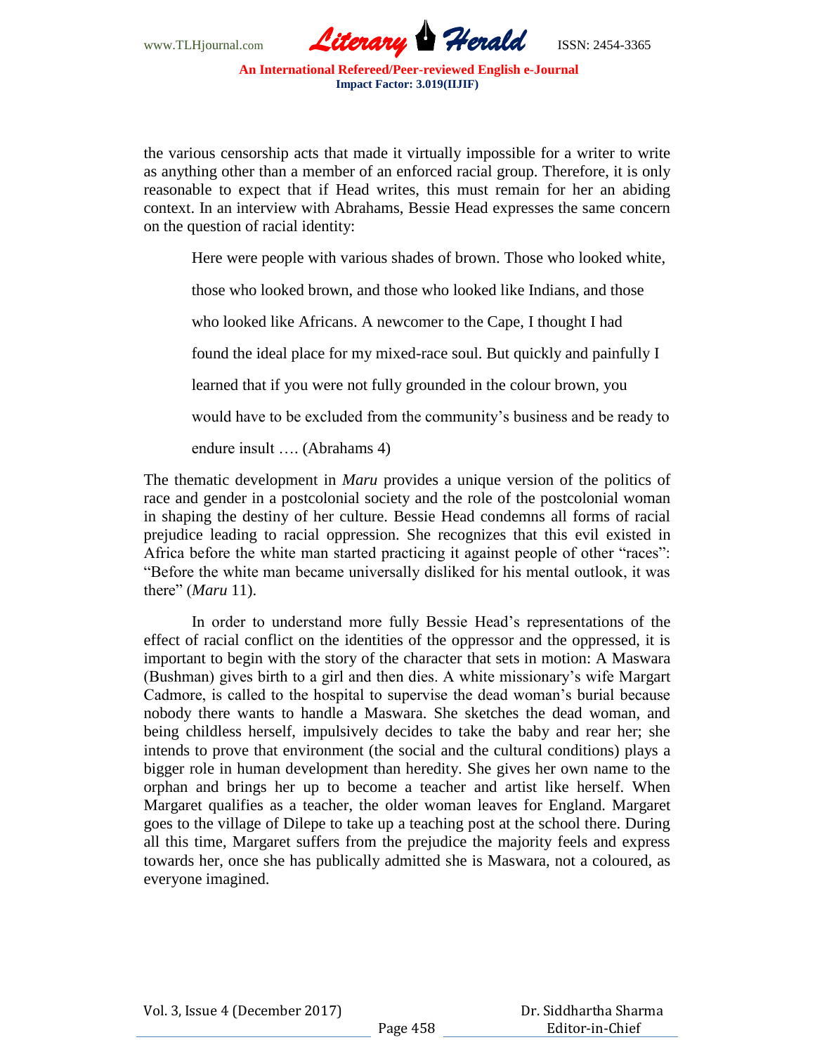the various censorship acts that made it virtually impossible for a writer to write as anything other than a member of an enforced racial group. Therefore, it is only reasonable to expect that if Head writes, this must remain for her an abiding context. In an interview with Abrahams, Bessie Head expresses the same concern on the question of racial identity:

> Here were people with various shades of brown. Those who looked white, those who looked brown, and those who looked like Indians, and those who looked like Africans. A newcomer to the Cape, I thought I had found the ideal place for my mixed-race soul. But quickly and painfully I learned that if you were not fully grounded in the colour brown, you would have to be excluded from the community's business and be ready to endure insult …. (Abrahams 4)

The thematic development in *Maru* provides a unique version of the politics of race and gender in a postcolonial society and the role of the postcolonial woman in shaping the destiny of her culture. Bessie Head condemns all forms of racial prejudice leading to racial oppression. She recognizes that this evil existed in Africa before the white man started practicing it against people of other "races": "Before the white man became universally disliked for his mental outlook, it was there" (*Maru* 11).

In order to understand more fully Bessie Head's representations of the effect of racial conflict on the identities of the oppressor and the oppressed, it is important to begin with the story of the character that sets in motion: A Maswara (Bushman) gives birth to a girl and then dies. A white missionary's wife Margart Cadmore, is called to the hospital to supervise the dead woman's burial because nobody there wants to handle a Maswara. She sketches the dead woman, and being childless herself, impulsively decides to take the baby and rear her; she intends to prove that environment (the social and the cultural conditions) plays a bigger role in human development than heredity. She gives her own name to the orphan and brings her up to become a teacher and artist like herself. When Margaret qualifies as a teacher, the older woman leaves for England. Margaret goes to the village of Dilepe to take up a teaching post at the school there. During all this time, Margaret suffers from the prejudice the majority feels and express towards her, once she has publically admitted she is Maswara, not a coloured, as everyone imagined.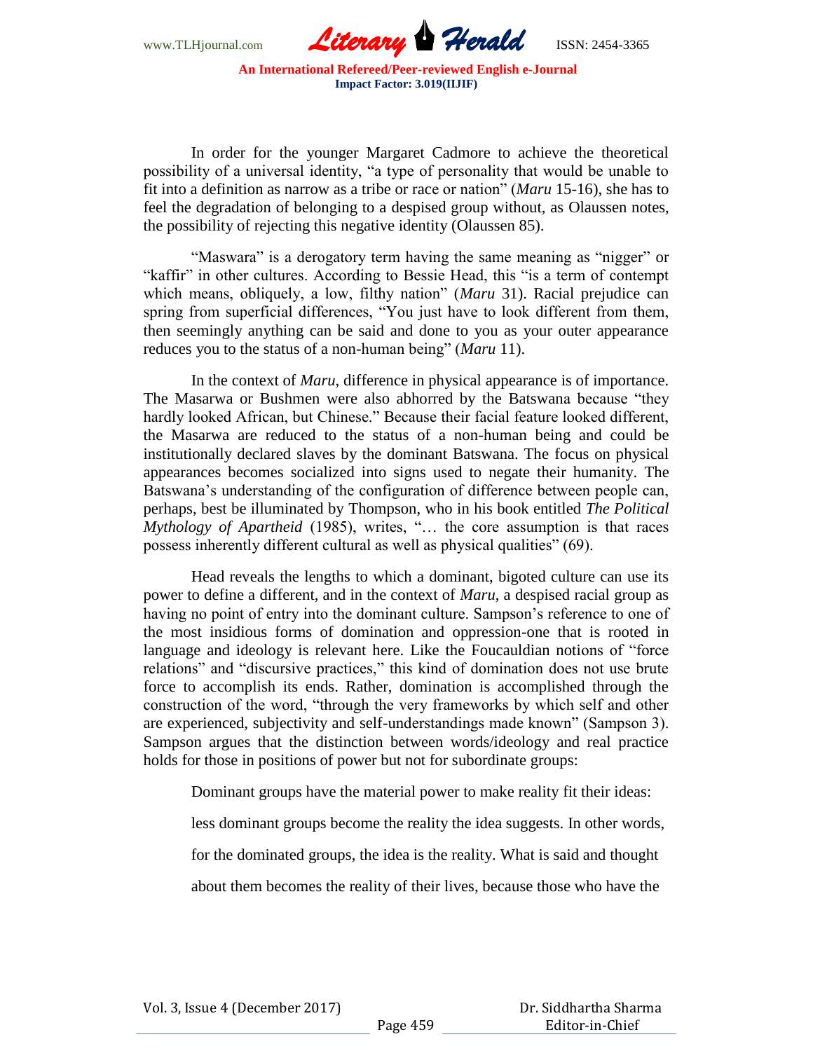In order for the younger Margaret Cadmore to achieve the theoretical possibility of a universal identity, "a type of personality that would be unable to fit into a definition as narrow as a tribe or race or nation" (*Maru* 15-16), she has to feel the degradation of belonging to a despised group without, as Olaussen notes, the possibility of rejecting this negative identity (Olaussen 85).

"Maswara" is a derogatory term having the same meaning as "nigger" or "kaffir" in other cultures. According to Bessie Head, this "is a term of contempt which means, obliquely, a low, filthy nation" (*Maru* 31). Racial prejudice can spring from superficial differences, "You just have to look different from them, then seemingly anything can be said and done to you as your outer appearance reduces you to the status of a non-human being" (*Maru* 11).

In the context of *Maru*, difference in physical appearance is of importance. The Masarwa or Bushmen were also abhorred by the Batswana because "they hardly looked African, but Chinese." Because their facial feature looked different, the Masarwa are reduced to the status of a non-human being and could be institutionally declared slaves by the dominant Batswana. The focus on physical appearances becomes socialized into signs used to negate their humanity. The Batswana's understanding of the configuration of difference between people can, perhaps, best be illuminated by Thompson, who in his book entitled *The Political Mythology of Apartheid* (1985), writes, "… the core assumption is that races possess inherently different cultural as well as physical qualities" (69).

Head reveals the lengths to which a dominant, bigoted culture can use its power to define a different, and in the context of *Maru*, a despised racial group as having no point of entry into the dominant culture. Sampson's reference to one of the most insidious forms of domination and oppression-one that is rooted in language and ideology is relevant here. Like the Foucauldian notions of "force relations" and "discursive practices," this kind of domination does not use brute force to accomplish its ends. Rather, domination is accomplished through the construction of the word, "through the very frameworks by which self and other are experienced, subjectivity and self-understandings made known" (Sampson 3). Sampson argues that the distinction between words/ideology and real practice holds for those in positions of power but not for subordinate groups:

> Dominant groups have the material power to make reality fit their ideas: less dominant groups become the reality the idea suggests. In other words, for the dominated groups, the idea is the reality. What is said and thought about them becomes the reality of their lives, because those who have the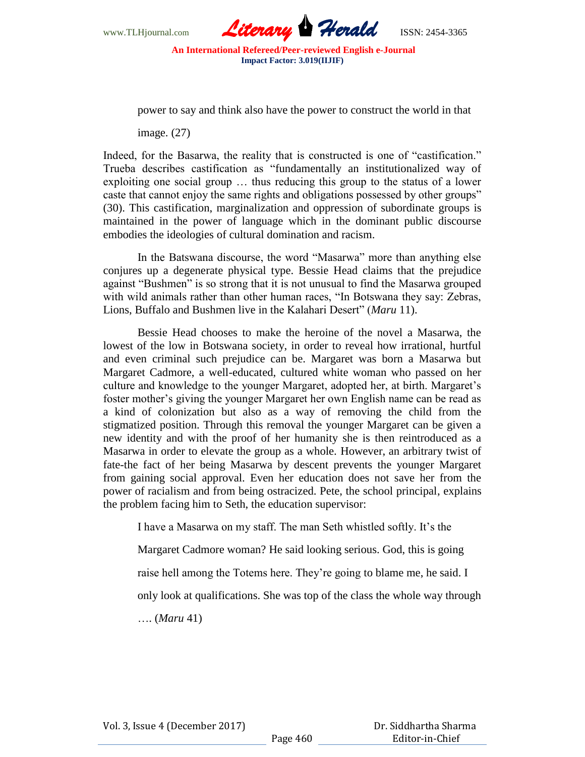> power to say and think also have the power to construct the world in that image. (27)

Indeed, for the Basarwa, the reality that is constructed is one of "castification." Trueba describes castification as "fundamentally an institutionalized way of exploiting one social group … thus reducing this group to the status of a lower caste that cannot enjoy the same rights and obligations possessed by other groups" (30). This castification, marginalization and oppression of subordinate groups is maintained in the power of language which in the dominant public discourse embodies the ideologies of cultural domination and racism.

In the Batswana discourse, the word "Masarwa" more than anything else conjures up a degenerate physical type. Bessie Head claims that the prejudice against "Bushmen" is so strong that it is not unusual to find the Masarwa grouped with wild animals rather than other human races, "In Botswana they say: Zebras, Lions, Buffalo and Bushmen live in the Kalahari Desert" (*Maru* 11).

Bessie Head chooses to make the heroine of the novel a Masarwa, the lowest of the low in Botswana society, in order to reveal how irrational, hurtful and even criminal such prejudice can be. Margaret was born a Masarwa but Margaret Cadmore, a well-educated, cultured white woman who passed on her culture and knowledge to the younger Margaret, adopted her, at birth. Margaret's foster mother's giving the younger Margaret her own English name can be read as a kind of colonization but also as a way of removing the child from the stigmatized position. Through this removal the younger Margaret can be given a new identity and with the proof of her humanity she is then reintroduced as a Masarwa in order to elevate the group as a whole. However, an arbitrary twist of fate-the fact of her being Masarwa by descent prevents the younger Margaret from gaining social approval. Even her education does not save her from the power of racialism and from being ostracized. Pete, the school principal, explains the problem facing him to Seth, the education supervisor:

> I have a Masarwa on my staff. The man Seth whistled softly. It's the Margaret Cadmore woman? He said looking serious. God, this is going raise hell among the Totems here. They're going to blame me, he said. I only look at qualifications. She was top of the class the whole way through …. (*Maru* 41)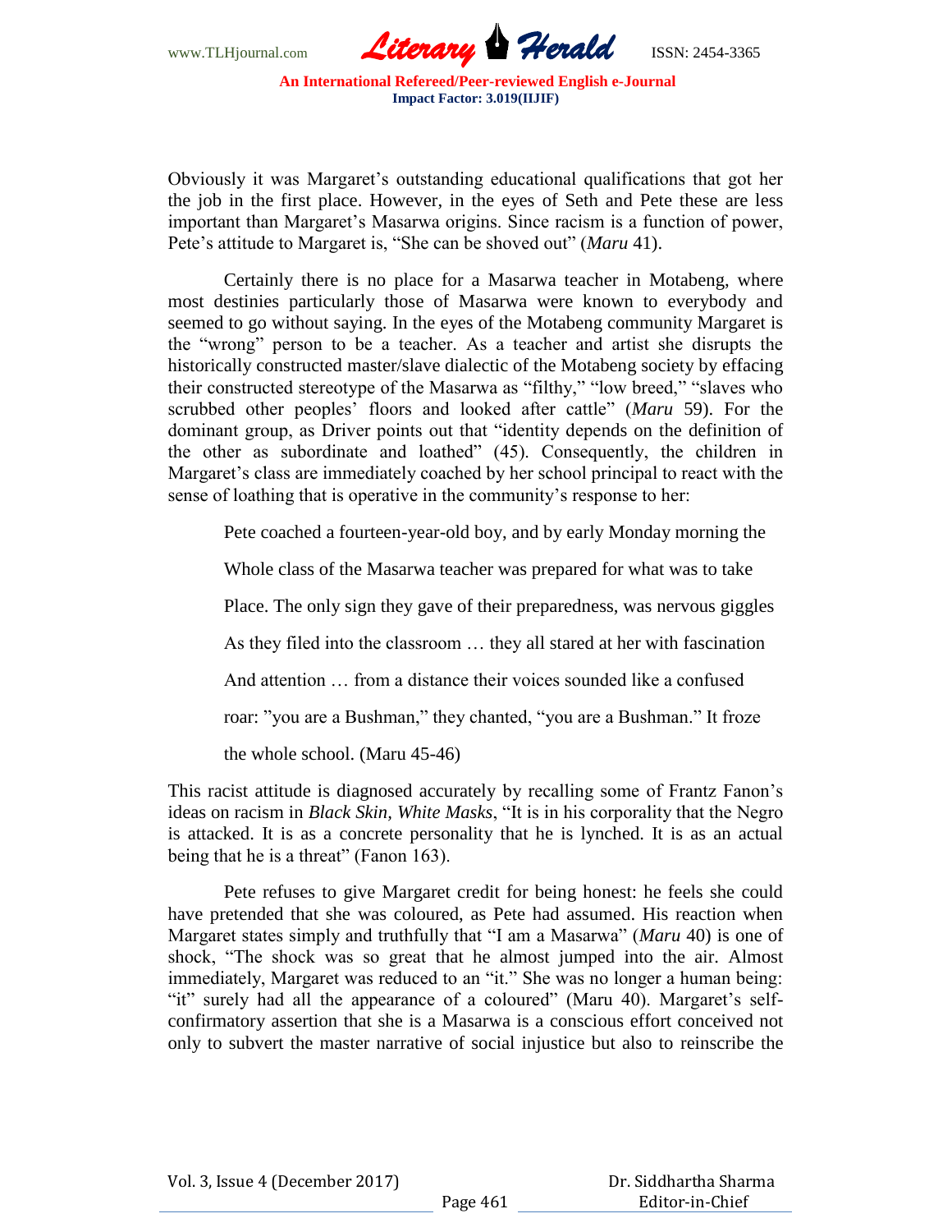Obviously it was Margaret's outstanding educational qualifications that got her the job in the first place. However, in the eyes of Seth and Pete these are less important than Margaret's Masarwa origins. Since racism is a function of power, Pete's attitude to Margaret is, "She can be shoved out" (*Maru* 41).

Certainly there is no place for a Masarwa teacher in Motabeng, where most destinies particularly those of Masarwa were known to everybody and seemed to go without saying. In the eyes of the Motabeng community Margaret is the "wrong" person to be a teacher. As a teacher and artist she disrupts the historically constructed master/slave dialectic of the Motabeng society by effacing their constructed stereotype of the Masarwa as "filthy," "low breed," "slaves who scrubbed other peoples' floors and looked after cattle" (*Maru* 59). For the dominant group, as Driver points out that "identity depends on the definition of the other as subordinate and loathed" (45). Consequently, the children in Margaret's class are immediately coached by her school principal to react with the sense of loathing that is operative in the community's response to her:

> Pete coached a fourteen-year-old boy, and by early Monday morning the
>
> Whole class of the Masarwa teacher was prepared for what was to take
>
> Place. The only sign they gave of their preparedness, was nervous giggles
>
> As they filed into the classroom … they all stared at her with fascination
>
> And attention … from a distance their voices sounded like a confused
>
> roar: "you are a Bushman," they chanted, "you are a Bushman." It froze
>
> the whole school. (Maru 45-46)

This racist attitude is diagnosed accurately by recalling some of Frantz Fanon's ideas on racism in *Black Skin, White Masks*, "It is in his corporality that the Negro is attacked. It is as a concrete personality that he is lynched. It is as an actual being that he is a threat" (Fanon 163).

Pete refuses to give Margaret credit for being honest: he feels she could have pretended that she was coloured, as Pete had assumed. His reaction when Margaret states simply and truthfully that "I am a Masarwa" (*Maru* 40) is one of shock, "The shock was so great that he almost jumped into the air. Almost immediately, Margaret was reduced to an "it." She was no longer a human being: "it" surely had all the appearance of a coloured" (Maru 40). Margaret's self-confirmatory assertion that she is a Masarwa is a conscious effort conceived not only to subvert the master narrative of social injustice but also to reinscribe the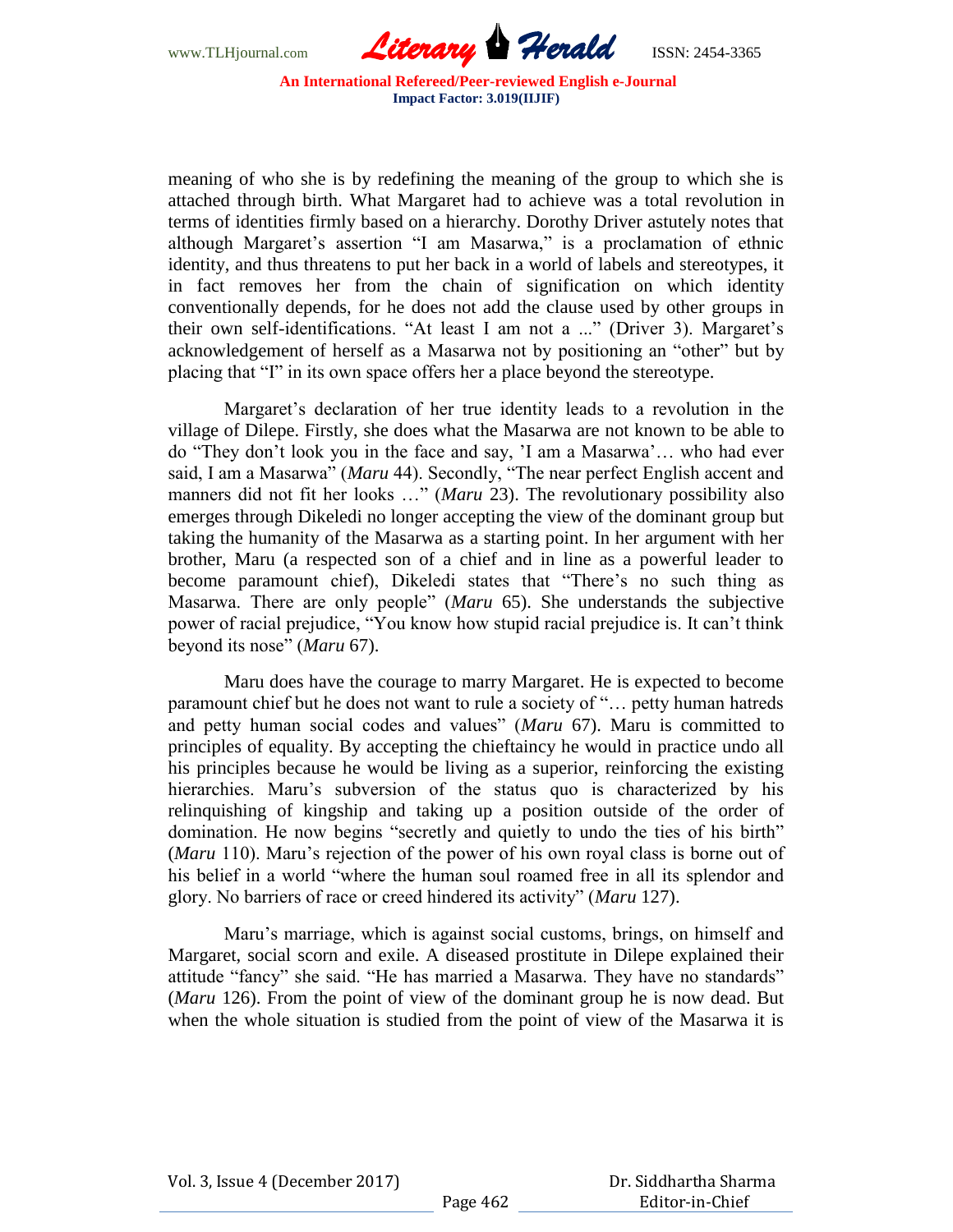meaning of who she is by redefining the meaning of the group to which she is attached through birth. What Margaret had to achieve was a total revolution in terms of identities firmly based on a hierarchy. Dorothy Driver astutely notes that although Margaret's assertion "I am Masarwa," is a proclamation of ethnic identity, and thus threatens to put her back in a world of labels and stereotypes, it in fact removes her from the chain of signification on which identity conventionally depends, for he does not add the clause used by other groups in their own self-identifications. "At least I am not a ..." (Driver 3). Margaret's acknowledgement of herself as a Masarwa not by positioning an "other" but by placing that "I" in its own space offers her a place beyond the stereotype.

Margaret's declaration of her true identity leads to a revolution in the village of Dilepe. Firstly, she does what the Masarwa are not known to be able to do "They don't look you in the face and say, 'I am a Masarwa'… who had ever said, I am a Masarwa" (*Maru* 44). Secondly, "The near perfect English accent and manners did not fit her looks …" (*Maru* 23). The revolutionary possibility also emerges through Dikeledi no longer accepting the view of the dominant group but taking the humanity of the Masarwa as a starting point. In her argument with her brother, Maru (a respected son of a chief and in line as a powerful leader to become paramount chief), Dikeledi states that "There's no such thing as Masarwa. There are only people" (*Maru* 65). She understands the subjective power of racial prejudice, "You know how stupid racial prejudice is. It can't think beyond its nose" (*Maru* 67).

Maru does have the courage to marry Margaret. He is expected to become paramount chief but he does not want to rule a society of "… petty human hatreds and petty human social codes and values" (*Maru* 67). Maru is committed to principles of equality. By accepting the chieftaincy he would in practice undo all his principles because he would be living as a superior, reinforcing the existing hierarchies. Maru's subversion of the status quo is characterized by his relinquishing of kingship and taking up a position outside of the order of domination. He now begins "secretly and quietly to undo the ties of his birth" (*Maru* 110). Maru's rejection of the power of his own royal class is borne out of his belief in a world "where the human soul roamed free in all its splendor and glory. No barriers of race or creed hindered its activity" (*Maru* 127).

Maru's marriage, which is against social customs, brings, on himself and Margaret, social scorn and exile. A diseased prostitute in Dilepe explained their attitude "fancy" she said. "He has married a Masarwa. They have no standards" (*Maru* 126). From the point of view of the dominant group he is now dead. But when the whole situation is studied from the point of view of the Masarwa it is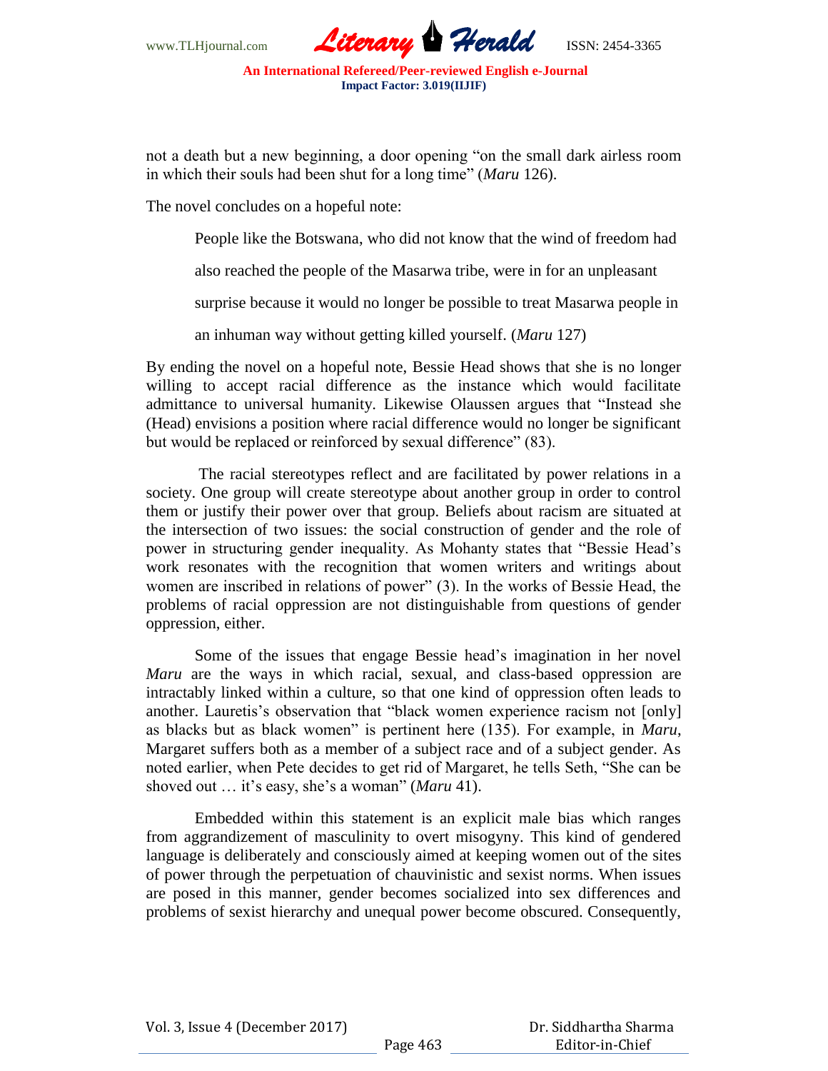not a death but a new beginning, a door opening "on the small dark airless room in which their souls had been shut for a long time" (*Maru* 126).

The novel concludes on a hopeful note:

> People like the Botswana, who did not know that the wind of freedom had also reached the people of the Masarwa tribe, were in for an unpleasant surprise because it would no longer be possible to treat Masarwa people in an inhuman way without getting killed yourself. (*Maru* 127)

By ending the novel on a hopeful note, Bessie Head shows that she is no longer willing to accept racial difference as the instance which would facilitate admittance to universal humanity. Likewise Olaussen argues that "Instead she (Head) envisions a position where racial difference would no longer be significant but would be replaced or reinforced by sexual difference" (83).

The racial stereotypes reflect and are facilitated by power relations in a society. One group will create stereotype about another group in order to control them or justify their power over that group. Beliefs about racism are situated at the intersection of two issues: the social construction of gender and the role of power in structuring gender inequality. As Mohanty states that "Bessie Head's work resonates with the recognition that women writers and writings about women are inscribed in relations of power" (3). In the works of Bessie Head, the problems of racial oppression are not distinguishable from questions of gender oppression, either.

Some of the issues that engage Bessie head's imagination in her novel *Maru* are the ways in which racial, sexual, and class-based oppression are intractably linked within a culture, so that one kind of oppression often leads to another. Lauretis's observation that "black women experience racism not [only] as blacks but as black women" is pertinent here (135). For example, in *Maru*, Margaret suffers both as a member of a subject race and of a subject gender. As noted earlier, when Pete decides to get rid of Margaret, he tells Seth, "She can be shoved out … it's easy, she's a woman" (*Maru* 41).

Embedded within this statement is an explicit male bias which ranges from aggrandizement of masculinity to overt misogyny. This kind of gendered language is deliberately and consciously aimed at keeping women out of the sites of power through the perpetuation of chauvinistic and sexist norms. When issues are posed in this manner, gender becomes socialized into sex differences and problems of sexist hierarchy and unequal power become obscured. Consequently,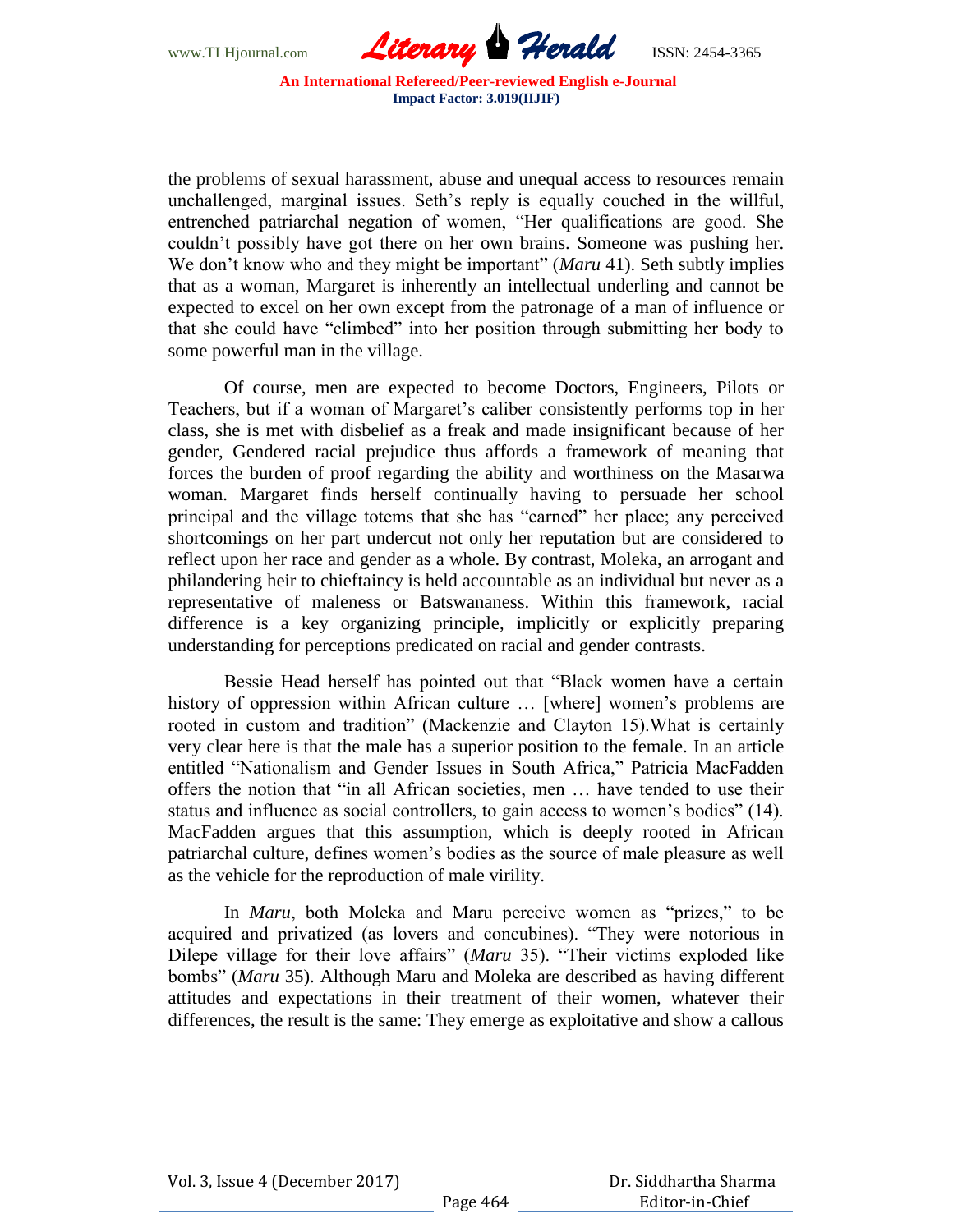the problems of sexual harassment, abuse and unequal access to resources remain unchallenged, marginal issues. Seth's reply is equally couched in the willful, entrenched patriarchal negation of women, "Her qualifications are good. She couldn't possibly have got there on her own brains. Someone was pushing her. We don't know who and they might be important" (*Maru* 41). Seth subtly implies that as a woman, Margaret is inherently an intellectual underling and cannot be expected to excel on her own except from the patronage of a man of influence or that she could have "climbed" into her position through submitting her body to some powerful man in the village.

Of course, men are expected to become Doctors, Engineers, Pilots or Teachers, but if a woman of Margaret's caliber consistently performs top in her class, she is met with disbelief as a freak and made insignificant because of her gender, Gendered racial prejudice thus affords a framework of meaning that forces the burden of proof regarding the ability and worthiness on the Masarwa woman. Margaret finds herself continually having to persuade her school principal and the village totems that she has "earned" her place; any perceived shortcomings on her part undercut not only her reputation but are considered to reflect upon her race and gender as a whole. By contrast, Moleka, an arrogant and philandering heir to chieftaincy is held accountable as an individual but never as a representative of maleness or Batswananess. Within this framework, racial difference is a key organizing principle, implicitly or explicitly preparing understanding for perceptions predicated on racial and gender contrasts.

Bessie Head herself has pointed out that "Black women have a certain history of oppression within African culture … [where] women's problems are rooted in custom and tradition" (Mackenzie and Clayton 15).What is certainly very clear here is that the male has a superior position to the female. In an article entitled "Nationalism and Gender Issues in South Africa," Patricia MacFadden offers the notion that "in all African societies, men … have tended to use their status and influence as social controllers, to gain access to women's bodies" (14). MacFadden argues that this assumption, which is deeply rooted in African patriarchal culture, defines women's bodies as the source of male pleasure as well as the vehicle for the reproduction of male virility.

In *Maru*, both Moleka and Maru perceive women as "prizes," to be acquired and privatized (as lovers and concubines). "They were notorious in Dilepe village for their love affairs" (*Maru* 35). "Their victims exploded like bombs" (*Maru* 35). Although Maru and Moleka are described as having different attitudes and expectations in their treatment of their women, whatever their differences, the result is the same: They emerge as exploitative and show a callous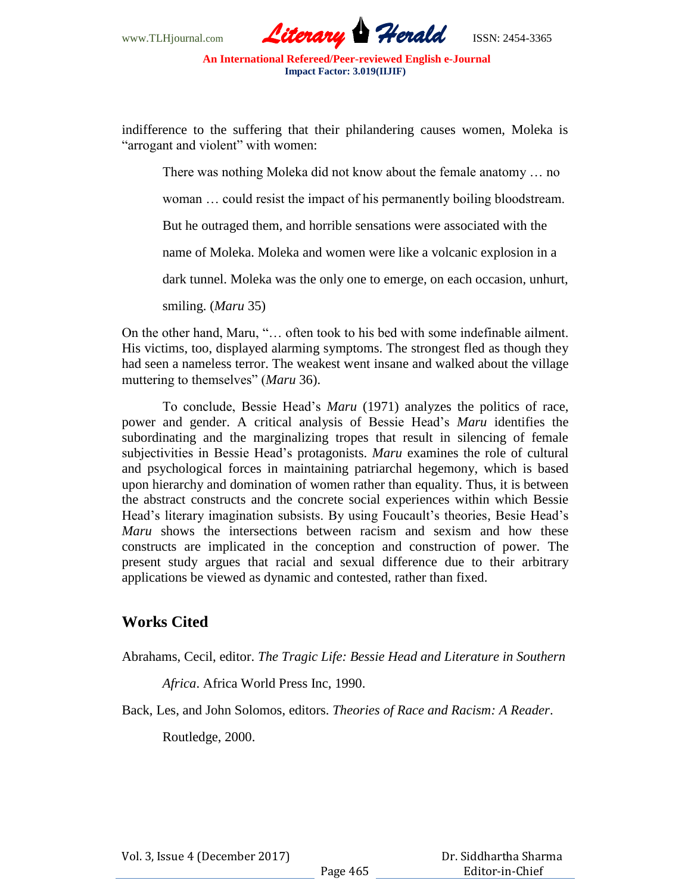indifference to the suffering that their philandering causes women, Moleka is "arrogant and violent" with women:

> There was nothing Moleka did not know about the female anatomy … no woman … could resist the impact of his permanently boiling bloodstream. But he outraged them, and horrible sensations were associated with the name of Moleka. Moleka and women were like a volcanic explosion in a dark tunnel. Moleka was the only one to emerge, on each occasion, unhurt, smiling. (*Maru* 35)

On the other hand, Maru, "… often took to his bed with some indefinable ailment. His victims, too, displayed alarming symptoms. The strongest fled as though they had seen a nameless terror. The weakest went insane and walked about the village muttering to themselves" (*Maru* 36).

To conclude, Bessie Head's *Maru* (1971) analyzes the politics of race, power and gender. A critical analysis of Bessie Head's *Maru* identifies the subordinating and the marginalizing tropes that result in silencing of female subjectivities in Bessie Head's protagonists. *Maru* examines the role of cultural and psychological forces in maintaining patriarchal hegemony, which is based upon hierarchy and domination of women rather than equality. Thus, it is between the abstract constructs and the concrete social experiences within which Bessie Head's literary imagination subsists. By using Foucault's theories, Besie Head's *Maru* shows the intersections between racism and sexism and how these constructs are implicated in the conception and construction of power. The present study argues that racial and sexual difference due to their arbitrary applications be viewed as dynamic and contested, rather than fixed.

## Works Cited

Abrahams, Cecil, editor. *The Tragic Life: Bessie Head and Literature in Southern Africa*. Africa World Press Inc, 1990.

Back, Les, and John Solomos, editors. *Theories of Race and Racism: A Reader*. Routledge, 2000.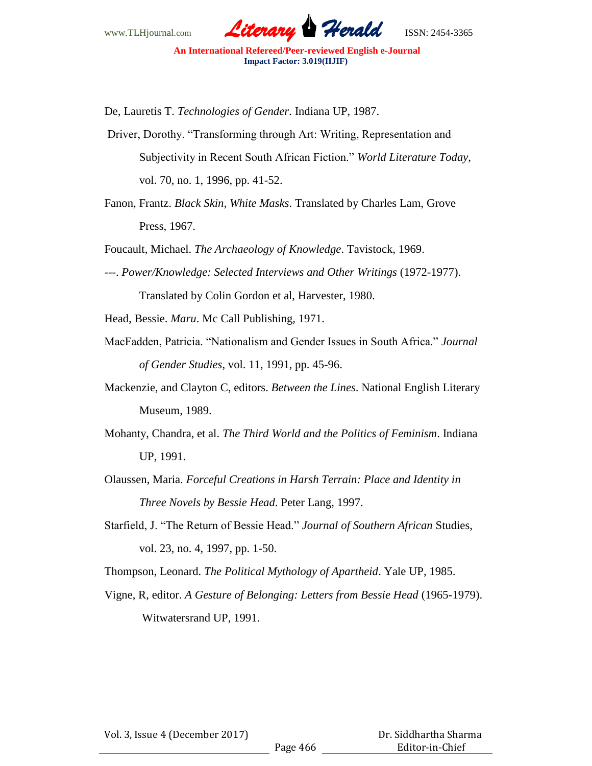De, Lauretis T. *Technologies of Gender*. Indiana UP, 1987.

Driver, Dorothy. "Transforming through Art: Writing, Representation and Subjectivity in Recent South African Fiction." *World Literature Today*, vol. 70, no. 1, 1996, pp. 41-52.

Fanon, Frantz. *Black Skin, White Masks*. Translated by Charles Lam, Grove Press, 1967.

Foucault, Michael. *The Archaeology of Knowledge*. Tavistock, 1969.

---. *Power/Knowledge: Selected Interviews and Other Writings* (1972-1977). Translated by Colin Gordon et al, Harvester, 1980.

Head, Bessie. *Maru*. Mc Call Publishing, 1971.

MacFadden, Patricia. "Nationalism and Gender Issues in South Africa." *Journal of Gender Studies*, vol. 11, 1991, pp. 45-96.

Mackenzie, and Clayton C, editors. *Between the Lines*. National English Literary Museum, 1989.

Mohanty, Chandra, et al. *The Third World and the Politics of Feminism*. Indiana UP, 1991.

Olaussen, Maria. *Forceful Creations in Harsh Terrain: Place and Identity in Three Novels by Bessie Head*. Peter Lang, 1997.

Starfield, J. "The Return of Bessie Head." *Journal of Southern African* Studies, vol. 23, no. 4, 1997, pp. 1-50.

Thompson, Leonard. *The Political Mythology of Apartheid*. Yale UP, 1985.

Vigne, R, editor. *A Gesture of Belonging: Letters from Bessie Head* (1965-1979). Witwatersrand UP, 1991.